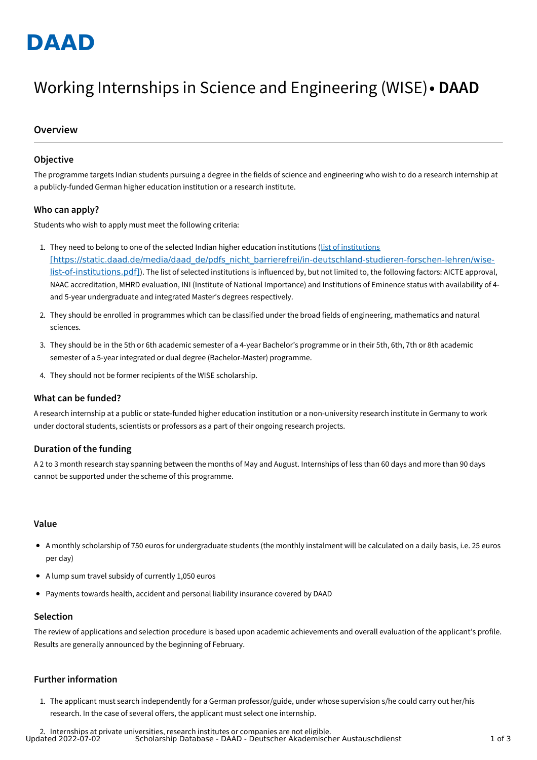# DAAD

# Working Internships in Science and Engineering (WISE) • **DAAD**

## Overview

### Objective

The programme targets Indian students pursuing a degree in the fields of science and engineering who wish to do a research internship at a publicly-funded German higher education institution or a research institute.

### Who can apply?

Students who wish to apply must meet the following criteria:

1. They need to belong to one of the selected Indian higher education institutions (list of institutions [https://static.daad.de/media/daad_de/pdfs_nicht_barrierefrei/in-deutschland-studieren-forschen-lehren/wise-list-of-institutions.pdf]). The list of selected institutions is influenced by, but not limited to, the following factors: AICTE approval, NAAC accreditation, MHRD evaluation, INI (Institute of National Importance) and Institutions of Eminence status with availability of 4- and 5-year undergraduate and integrated Master's degrees respectively.
2. They should be enrolled in programmes which can be classified under the broad fields of engineering, mathematics and natural sciences.
3. They should be in the 5th or 6th academic semester of a 4-year Bachelor's programme or in their 5th, 6th, 7th or 8th academic semester of a 5-year integrated or dual degree (Bachelor-Master) programme.
4. They should not be former recipients of the WISE scholarship.

### What can be funded?

A research internship at a public or state-funded higher education institution or a non-university research institute in Germany to work under doctoral students, scientists or professors as a part of their ongoing research projects.

### Duration of the funding

A 2 to 3 month research stay spanning between the months of May and August. Internships of less than 60 days and more than 90 days cannot be supported under the scheme of this programme.

### Value

- A monthly scholarship of 750 euros for undergraduate students (the monthly instalment will be calculated on a daily basis, i.e. 25 euros per day)
- A lump sum travel subsidy of currently 1,050 euros
- Payments towards health, accident and personal liability insurance covered by DAAD

### Selection

The review of applications and selection procedure is based upon academic achievements and overall evaluation of the applicant's profile. Results are generally announced by the beginning of February.

### Further information

1. The applicant must search independently for a German professor/guide, under whose supervision s/he could carry out her/his research. In the case of several offers, the applicant must select one internship.
2. Internships at private universities, research institutes or companies are not eligible.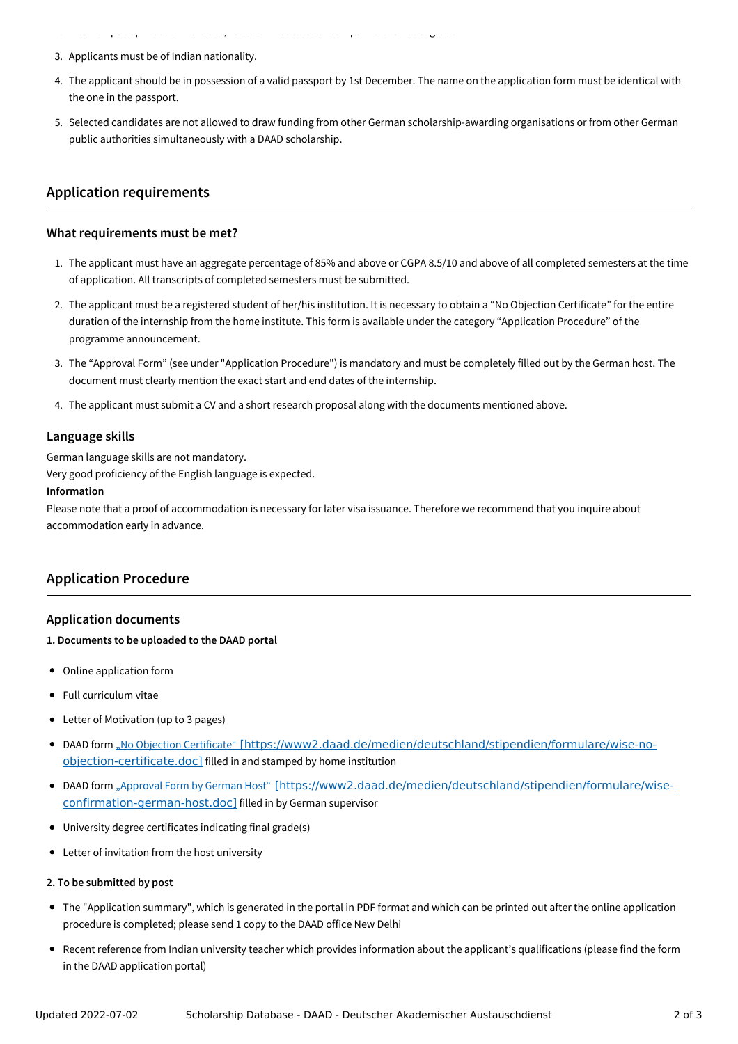3. Applicants must be of Indian nationality.
4. The applicant should be in possession of a valid passport by 1st December. The name on the application form must be identical with the one in the passport.
5. Selected candidates are not allowed to draw funding from other German scholarship-awarding organisations or from other German public authorities simultaneously with a DAAD scholarship.

## Application requirements

### What requirements must be met?

1. The applicant must have an aggregate percentage of 85% and above or CGPA 8.5/10 and above of all completed semesters at the time of application. All transcripts of completed semesters must be submitted.
2. The applicant must be a registered student of her/his institution. It is necessary to obtain a "No Objection Certificate" for the entire duration of the internship from the home institute. This form is available under the category "Application Procedure" of the programme announcement.
3. The "Approval Form" (see under "Application Procedure") is mandatory and must be completely filled out by the German host. The document must clearly mention the exact start and end dates of the internship.
4. The applicant must submit a CV and a short research proposal along with the documents mentioned above.

### Language skills

German language skills are not mandatory.
Very good proficiency of the English language is expected.

**Information**

Please note that a proof of accommodation is necessary for later visa issuance. Therefore we recommend that you inquire about accommodation early in advance.

## Application Procedure

### Application documents

**1. Documents to be uploaded to the DAAD portal**

- Online application form
- Full curriculum vitae
- Letter of Motivation (up to 3 pages)
- DAAD form „No Objection Certificate" [https://www2.daad.de/medien/deutschland/stipendien/formulare/wise-no-objection-certificate.doc] filled in and stamped by home institution
- DAAD form „Approval Form by German Host" [https://www2.daad.de/medien/deutschland/stipendien/formulare/wise-confirmation-german-host.doc] filled in by German supervisor
- University degree certificates indicating final grade(s)
- Letter of invitation from the host university

**2. To be submitted by post**

- The "Application summary", which is generated in the portal in PDF format and which can be printed out after the online application procedure is completed; please send 1 copy to the DAAD office New Delhi
- Recent reference from Indian university teacher which provides information about the applicant's qualifications (please find the form in the DAAD application portal)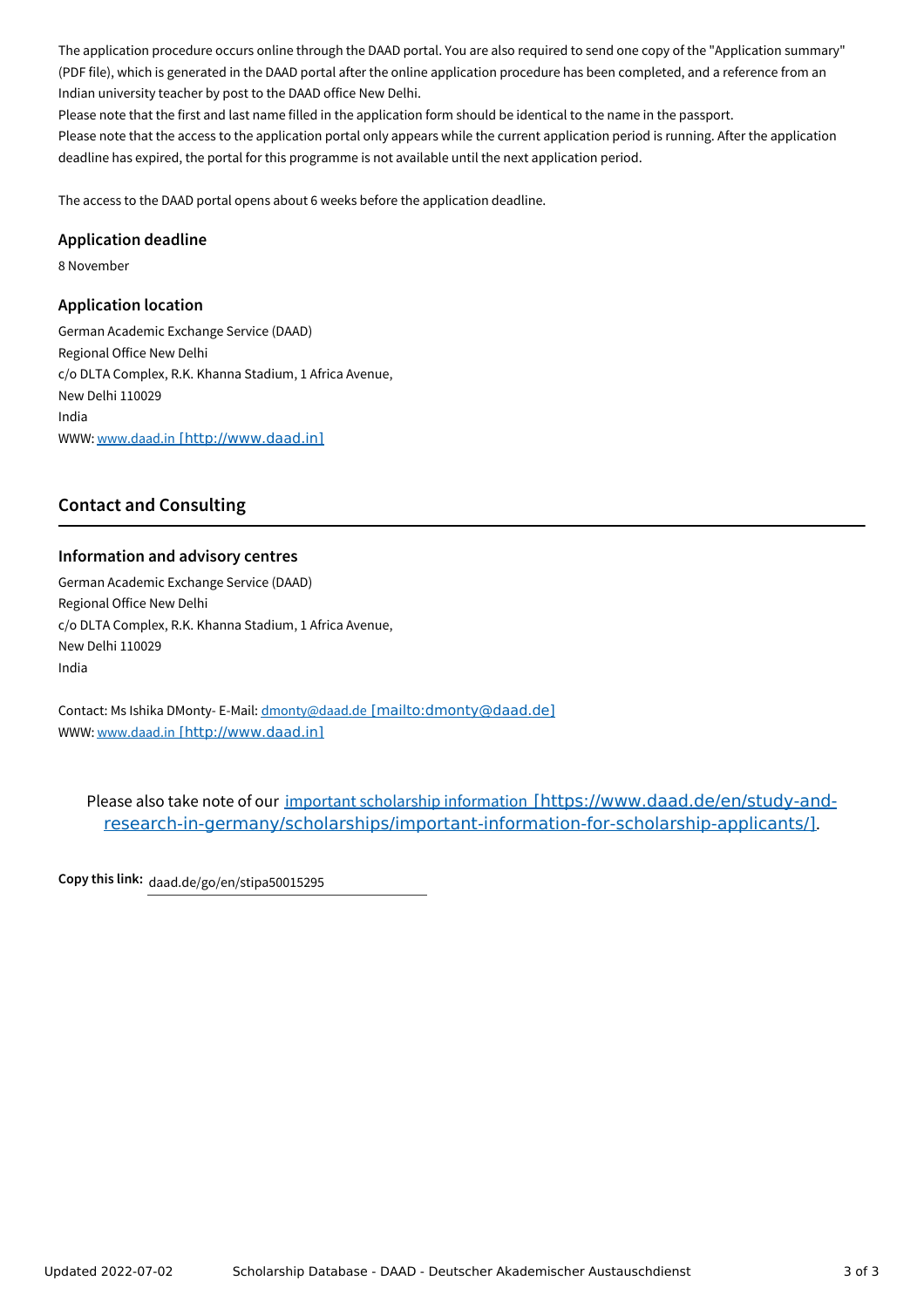The application procedure occurs online through the DAAD portal. You are also required to send one copy of the "Application summary" (PDF file), which is generated in the DAAD portal after the online application procedure has been completed, and a reference from an Indian university teacher by post to the DAAD office New Delhi.

Please note that the first and last name filled in the application form should be identical to the name in the passport.

Please note that the access to the application portal only appears while the current application period is running. After the application deadline has expired, the portal for this programme is not available until the next application period.

The access to the DAAD portal opens about 6 weeks before the application deadline.

### Application deadline

8 November

### Application location

German Academic Exchange Service (DAAD)
Regional Office New Delhi
c/o DLTA Complex, R.K. Khanna Stadium, 1 Africa Avenue,
New Delhi 110029
India
WWW: www.daad.in [http://www.daad.in]

## Contact and Consulting

### Information and advisory centres

German Academic Exchange Service (DAAD)
Regional Office New Delhi
c/o DLTA Complex, R.K. Khanna Stadium, 1 Africa Avenue,
New Delhi 110029
India

Contact: Ms Ishika DMonty- E-Mail: dmonty@daad.de [mailto:dmonty@daad.de]
WWW: www.daad.in [http://www.daad.in]

Please also take note of our important scholarship information [https://www.daad.de/en/study-and-research-in-germany/scholarships/important-information-for-scholarship-applicants/].

**Copy this link:** daad.de/go/en/stipa50015295